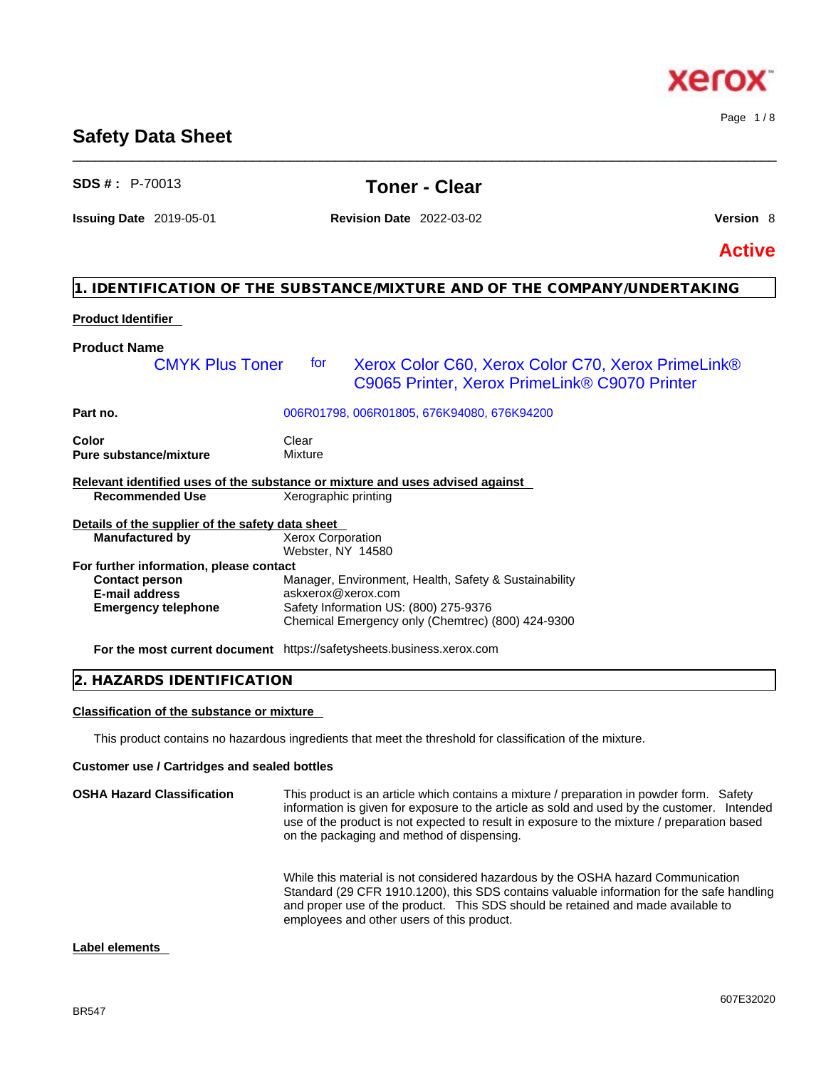# Safety Data Sheet

**SDS # :** P-70013

## Toner - Clear

**Issuing Date** 2019-05-01 **Revision Date** 2022-03-02 **Version** 8

**Active**

## 1. IDENTIFICATION OF THE SUBSTANCE/MIXTURE AND OF THE COMPANY/UNDERTAKING

**Product Identifier**

**Product Name**

CMYK Plus Toner for Xerox Color C60, Xerox Color C70, Xerox PrimeLink® C9065 Printer, Xerox PrimeLink® C9070 Printer

| | |
|---|---|
| **Part no.** | 006R01798, 006R01805, 676K94080, 676K94200 |
| **Color** | Clear |
| **Pure substance/mixture** | Mixture |

**Relevant identified uses of the substance or mixture and uses advised against**

| | |
|---|---|
| **Recommended Use** | Xerographic printing |

**Details of the supplier of the safety data sheet**

| | |
|---|---|
| **Manufactured by** | Xerox Corporation<br>Webster, NY 14580 |

**For further information, please contact**

| | |
|---|---|
| **Contact person** | Manager, Environment, Health, Safety & Sustainability |
| **E-mail address** | askxerox@xerox.com |
| **Emergency telephone** | Safety Information US: (800) 275-9376<br>Chemical Emergency only (Chemtrec) (800) 424-9300 |
| **For the most current document** | https://safetysheets.business.xerox.com |

## 2. HAZARDS IDENTIFICATION

**Classification of the substance or mixture**

This product contains no hazardous ingredients that meet the threshold for classification of the mixture.

**Customer use / Cartridges and sealed bottles**

**OSHA Hazard Classification**

This product is an article which contains a mixture / preparation in powder form. Safety information is given for exposure to the article as sold and used by the customer. Intended use of the product is not expected to result in exposure to the mixture / preparation based on the packaging and method of dispensing.

While this material is not considered hazardous by the OSHA hazard Communication Standard (29 CFR 1910.1200), this SDS contains valuable information for the safe handling and proper use of the product. This SDS should be retained and made available to employees and other users of this product.

**Label elements**

BR547

607E32020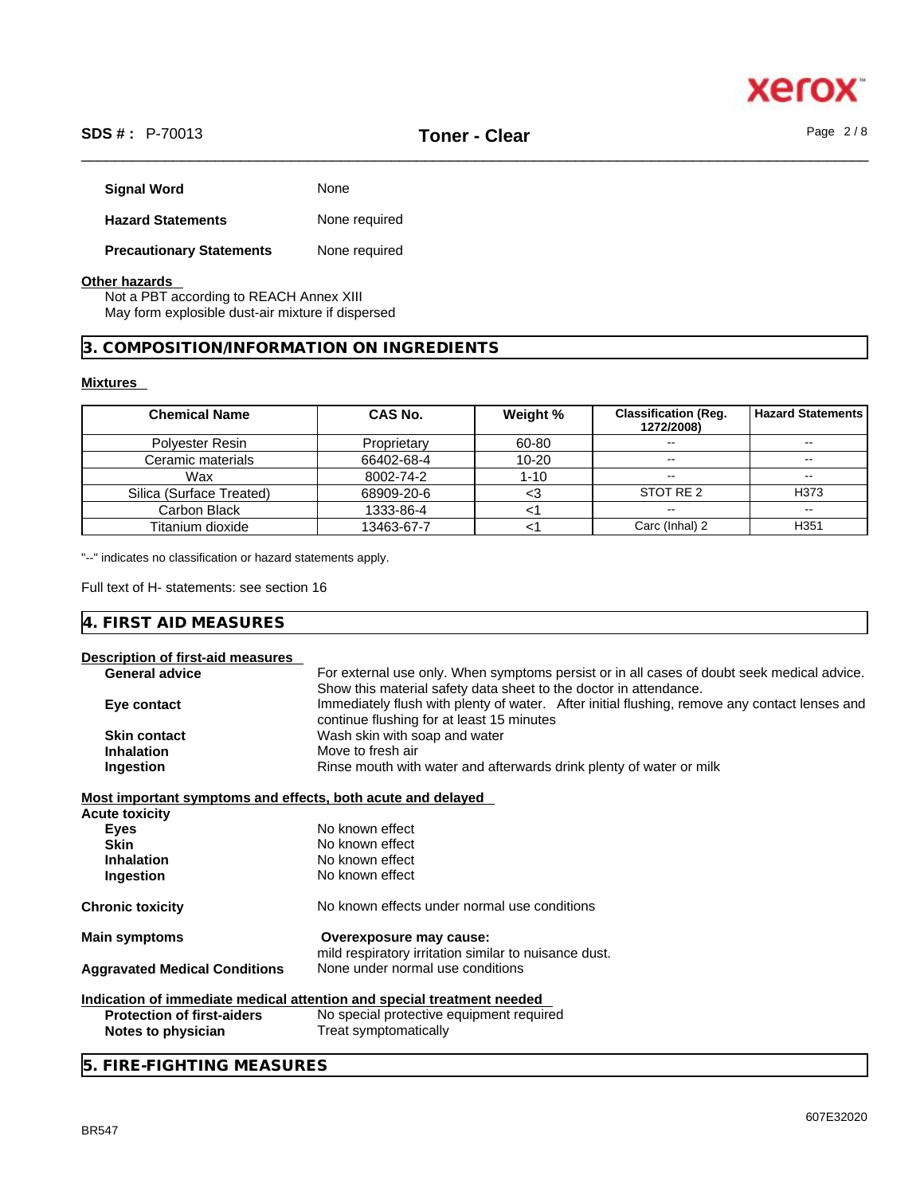**Signal Word** None

**Hazard Statements** None required

**Precautionary Statements** None required

**Other hazards**

Not a PBT according to REACH Annex XIII
May form explosible dust-air mixture if dispersed

## 3. COMPOSITION/INFORMATION ON INGREDIENTS

**Mixtures**

| Chemical Name | CAS No. | Weight % | Classification (Reg. 1272/2008) | Hazard Statements |
|---|---|---|---|---|
| Polyester Resin | Proprietary | 60-80 | -- | -- |
| Ceramic materials | 66402-68-4 | 10-20 | -- | -- |
| Wax | 8002-74-2 | 1-10 | -- | -- |
| Silica (Surface Treated) | 68909-20-6 | <3 | STOT RE 2 | H373 |
| Carbon Black | 1333-86-4 | <1 | -- | -- |
| Titanium dioxide | 13463-67-7 | <1 | Carc (Inhal) 2 | H351 |

"--" indicates no classification or hazard statements apply.

Full text of H- statements: see section 16

## 4. FIRST AID MEASURES

**Description of first-aid measures**

**General advice** For external use only. When symptoms persist or in all cases of doubt seek medical advice. Show this material safety data sheet to the doctor in attendance.

**Eye contact** Immediately flush with plenty of water. After initial flushing, remove any contact lenses and continue flushing for at least 15 minutes

**Skin contact** Wash skin with soap and water

**Inhalation** Move to fresh air

**Ingestion** Rinse mouth with water and afterwards drink plenty of water or milk

**Most important symptoms and effects, both acute and delayed**

**Acute toxicity**

**Eyes** No known effect

**Skin** No known effect

**Inhalation** No known effect

**Ingestion** No known effect

**Chronic toxicity** No known effects under normal use conditions

**Main symptoms** **Overexposure may cause:**
mild respiratory irritation similar to nuisance dust.

**Aggravated Medical Conditions** None under normal use conditions

**Indication of immediate medical attention and special treatment needed**

**Protection of first-aiders** No special protective equipment required

**Notes to physician** Treat symptomatically

## 5. FIRE-FIGHTING MEASURES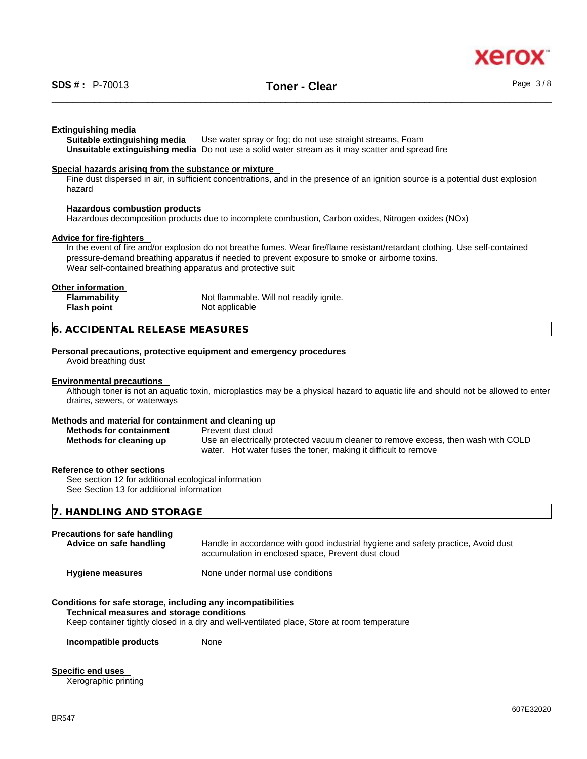**Extinguishing media**

| | |
|---|---|
| **Suitable extinguishing media** | Use water spray or fog; do not use straight streams, Foam |
| **Unsuitable extinguishing media** | Do not use a solid water stream as it may scatter and spread fire |

**Special hazards arising from the substance or mixture**

Fine dust dispersed in air, in sufficient concentrations, and in the presence of an ignition source is a potential dust explosion hazard

**Hazardous combustion products**

Hazardous decomposition products due to incomplete combustion, Carbon oxides, Nitrogen oxides (NOx)

**Advice for fire-fighters**

In the event of fire and/or explosion do not breathe fumes. Wear fire/flame resistant/retardant clothing. Use self-contained pressure-demand breathing apparatus if needed to prevent exposure to smoke or airborne toxins.
Wear self-contained breathing apparatus and protective suit

**Other information**

| | |
|---|---|
| **Flammability** | Not flammable. Will not readily ignite. |
| **Flash point** | Not applicable |

## 6. ACCIDENTAL RELEASE MEASURES

**Personal precautions, protective equipment and emergency procedures**

Avoid breathing dust

**Environmental precautions**

Although toner is not an aquatic toxin, microplastics may be a physical hazard to aquatic life and should not be allowed to enter drains, sewers, or waterways

**Methods and material for containment and cleaning up**

| | |
|---|---|
| **Methods for containment** | Prevent dust cloud |
| **Methods for cleaning up** | Use an electrically protected vacuum cleaner to remove excess, then wash with COLD water. Hot water fuses the toner, making it difficult to remove |

**Reference to other sections**

See section 12 for additional ecological information
See Section 13 for additional information

## 7. HANDLING AND STORAGE

**Precautions for safe handling**

| | |
|---|---|
| **Advice on safe handling** | Handle in accordance with good industrial hygiene and safety practice, Avoid dust accumulation in enclosed space, Prevent dust cloud |
| **Hygiene measures** | None under normal use conditions |

**Conditions for safe storage, including any incompatibilities**

**Technical measures and storage conditions**

Keep container tightly closed in a dry and well-ventilated place, Store at room temperature

| | |
|---|---|
| **Incompatible products** | None |

**Specific end uses**

Xerographic printing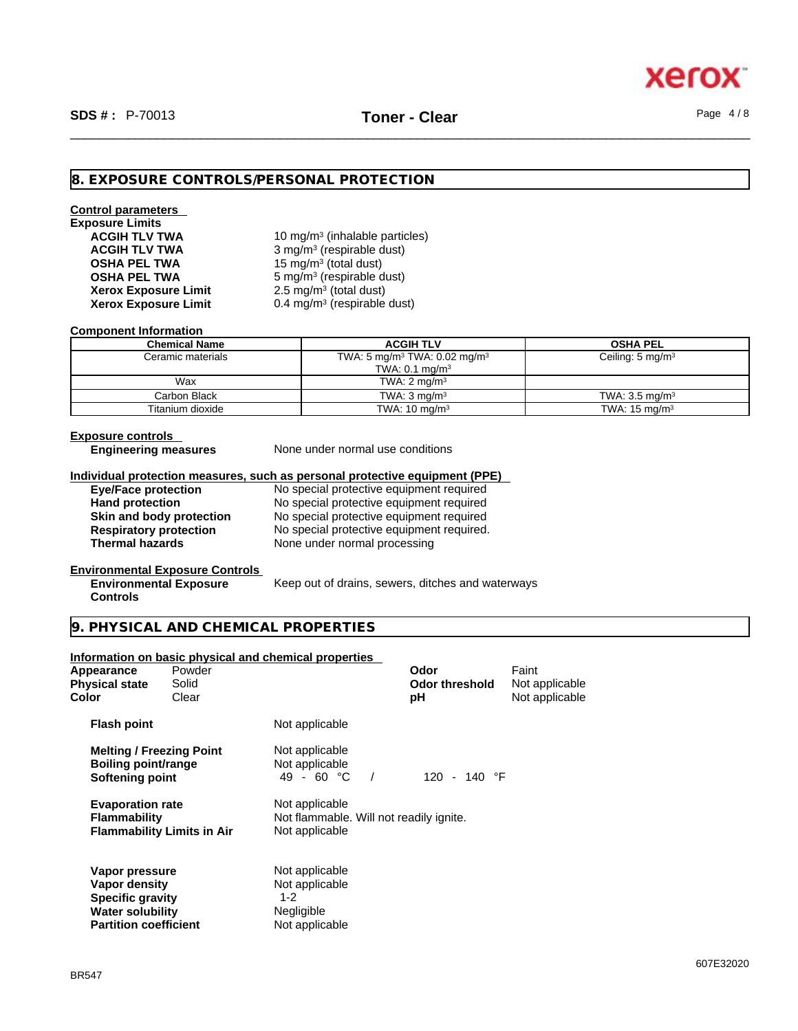## 8. EXPOSURE CONTROLS/PERSONAL PROTECTION

**Control parameters**

**Exposure Limits**

| | |
|---|---|
| **ACGIH TLV TWA** | 10 mg/m³ (inhalable particles) |
| **ACGIH TLV TWA** | 3 mg/m³ (respirable dust) |
| **OSHA PEL TWA** | 15 mg/m³ (total dust) |
| **OSHA PEL TWA** | 5 mg/m³ (respirable dust) |
| **Xerox Exposure Limit** | 2.5 mg/m³ (total dust) |
| **Xerox Exposure Limit** | 0.4 mg/m³ (respirable dust) |

**Component Information**

| Chemical Name | ACGIH TLV | OSHA PEL |
|---|---|---|
| Ceramic materials | TWA: 5 mg/m³ TWA: 0.02 mg/m³ TWA: 0.1 mg/m³ | Ceiling: 5 mg/m³ |
| Wax | TWA: 2 mg/m³ | |
| Carbon Black | TWA: 3 mg/m³ | TWA: 3.5 mg/m³ |
| Titanium dioxide | TWA: 10 mg/m³ | TWA: 15 mg/m³ |

**Exposure controls**

**Engineering measures** — None under normal use conditions

**Individual protection measures, such as personal protective equipment (PPE)**

| | |
|---|---|
| **Eye/Face protection** | No special protective equipment required |
| **Hand protection** | No special protective equipment required |
| **Skin and body protection** | No special protective equipment required |
| **Respiratory protection** | No special protective equipment required. |
| **Thermal hazards** | None under normal processing |

**Environmental Exposure Controls**

**Environmental Exposure Controls** — Keep out of drains, sewers, ditches and waterways

## 9. PHYSICAL AND CHEMICAL PROPERTIES

**Information on basic physical and chemical properties**

| | | | |
|---|---|---|---|
| **Appearance** | Powder | **Odor** | Faint |
| **Physical state** | Solid | **Odor threshold** | Not applicable |
| **Color** | Clear | **pH** | Not applicable |

| | |
|---|---|
| **Flash point** | Not applicable |
| **Melting / Freezing Point** | Not applicable |
| **Boiling point/range** | Not applicable |
| **Softening point** | 49 - 60 °C / 120 - 140 °F |
| **Evaporation rate** | Not applicable |
| **Flammability** | Not flammable. Will not readily ignite. |
| **Flammability Limits in Air** | Not applicable |
| **Vapor pressure** | Not applicable |
| **Vapor density** | Not applicable |
| **Specific gravity** | 1-2 |
| **Water solubility** | Negligible |
| **Partition coefficient** | Not applicable |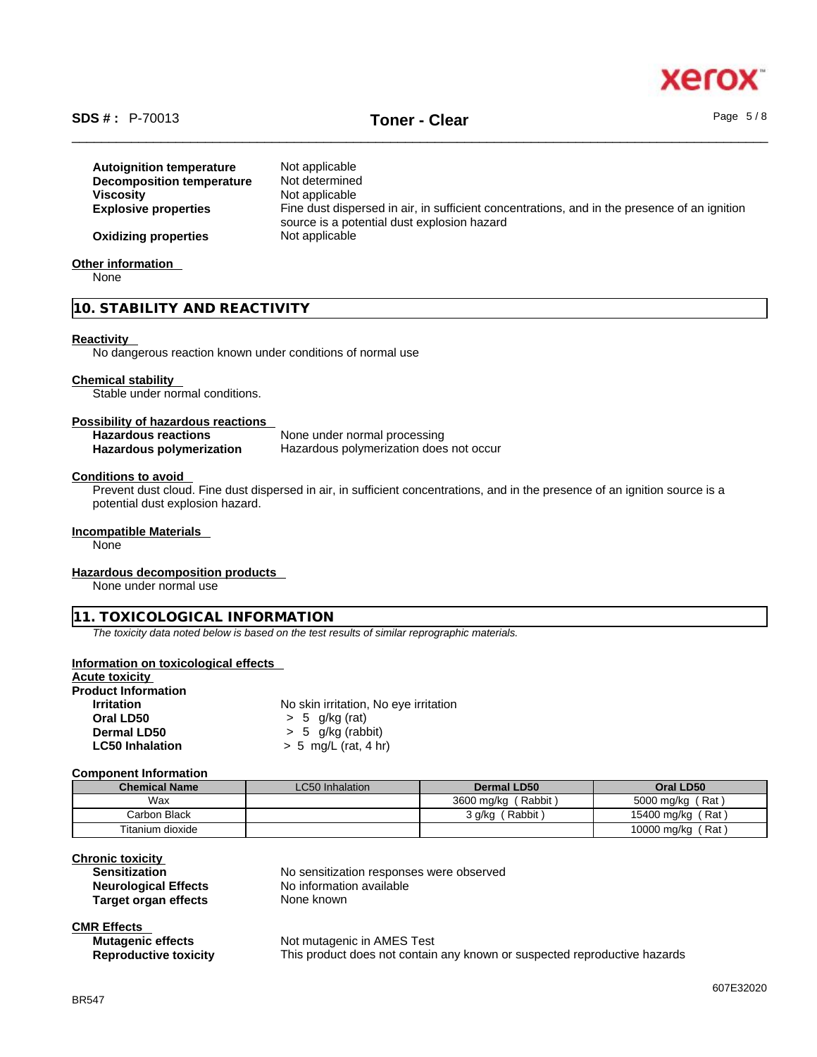| | |
|---|---|
| **Autoignition temperature** | Not applicable |
| **Decomposition temperature** | Not determined |
| **Viscosity** | Not applicable |
| **Explosive properties** | Fine dust dispersed in air, in sufficient concentrations, and in the presence of an ignition source is a potential dust explosion hazard |
| **Oxidizing properties** | Not applicable |

**Other information**

None

## 10. STABILITY AND REACTIVITY

**Reactivity**

No dangerous reaction known under conditions of normal use

**Chemical stability**

Stable under normal conditions.

**Possibility of hazardous reactions**

| | |
|---|---|
| **Hazardous reactions** | None under normal processing |
| **Hazardous polymerization** | Hazardous polymerization does not occur |

**Conditions to avoid**

Prevent dust cloud. Fine dust dispersed in air, in sufficient concentrations, and in the presence of an ignition source is a potential dust explosion hazard.

**Incompatible Materials**

None

**Hazardous decomposition products**

None under normal use

## 11. TOXICOLOGICAL INFORMATION

*The toxicity data noted below is based on the test results of similar reprographic materials.*

**Information on toxicological effects**

**Acute toxicity**

**Product Information**

| | |
|---|---|
| **Irritation** | No skin irritation, No eye irritation |
| **Oral LD50** | > 5 g/kg (rat) |
| **Dermal LD50** | > 5 g/kg (rabbit) |
| **LC50 Inhalation** | > 5 mg/L (rat, 4 hr) |

**Component Information**

| Chemical Name | LC50 Inhalation | Dermal LD50 | Oral LD50 |
|---|---|---|---|
| Wax | | 3600 mg/kg ( Rabbit ) | 5000 mg/kg ( Rat ) |
| Carbon Black | | 3 g/kg ( Rabbit ) | 15400 mg/kg ( Rat ) |
| Titanium dioxide | | | 10000 mg/kg ( Rat ) |

**Chronic toxicity**

| | |
|---|---|
| **Sensitization** | No sensitization responses were observed |
| **Neurological Effects** | No information available |
| **Target organ effects** | None known |

**CMR Effects**

| | |
|---|---|
| **Mutagenic effects** | Not mutagenic in AMES Test |
| **Reproductive toxicity** | This product does not contain any known or suspected reproductive hazards |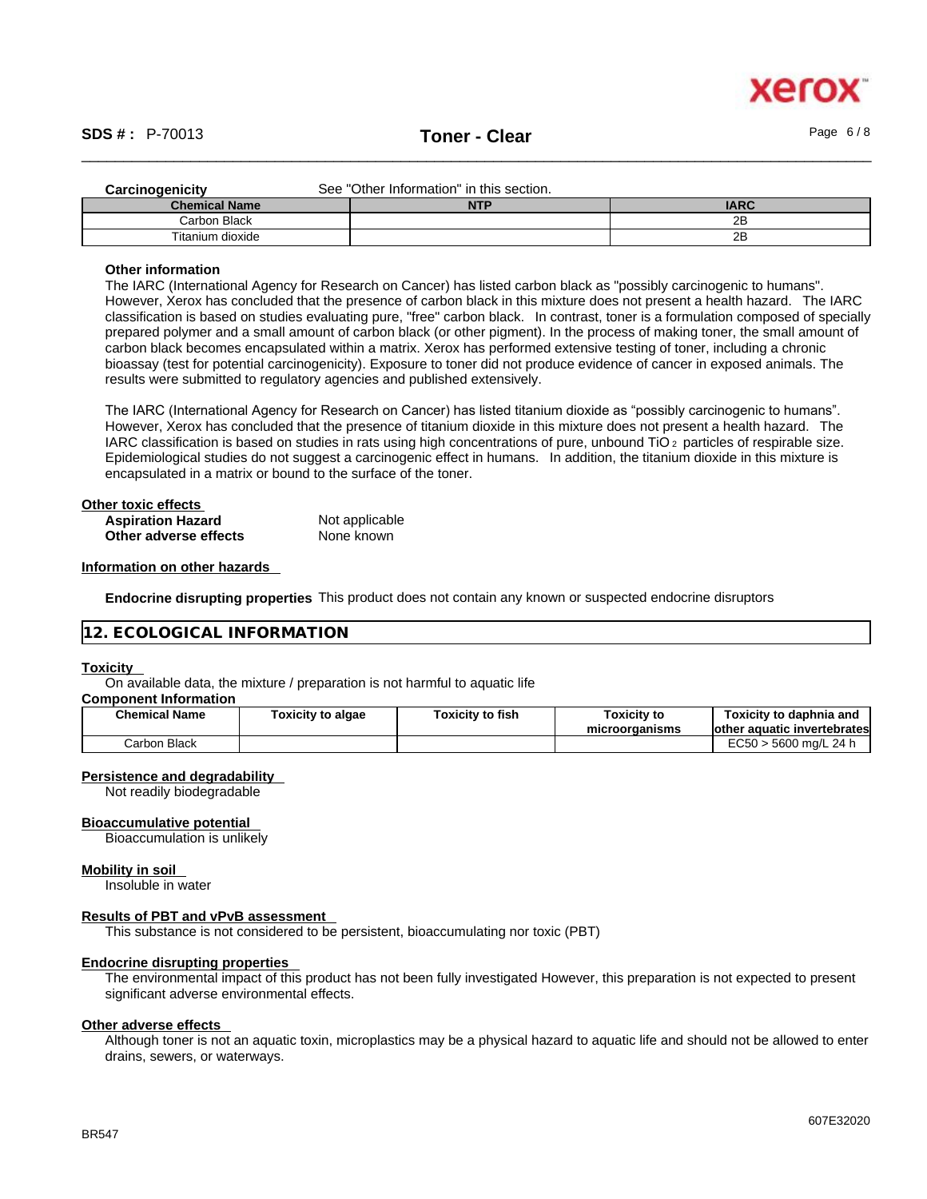**Carcinogenicity** See "Other Information" in this section.

| Chemical Name | NTP | IARC |
|---|---|---|
| Carbon Black | | 2B |
| Titanium dioxide | | 2B |

**Other information**

The IARC (International Agency for Research on Cancer) has listed carbon black as "possibly carcinogenic to humans". However, Xerox has concluded that the presence of carbon black in this mixture does not present a health hazard. The IARC classification is based on studies evaluating pure, "free" carbon black. In contrast, toner is a formulation composed of specially prepared polymer and a small amount of carbon black (or other pigment). In the process of making toner, the small amount of carbon black becomes encapsulated within a matrix. Xerox has performed extensive testing of toner, including a chronic bioassay (test for potential carcinogenicity). Exposure to toner did not produce evidence of cancer in exposed animals. The results were submitted to regulatory agencies and published extensively.

The IARC (International Agency for Research on Cancer) has listed titanium dioxide as "possibly carcinogenic to humans". However, Xerox has concluded that the presence of titanium dioxide in this mixture does not present a health hazard. The IARC classification is based on studies in rats using high concentrations of pure, unbound $TiO_2$ particles of respirable size. Epidemiological studies do not suggest a carcinogenic effect in humans. In addition, the titanium dioxide in this mixture is encapsulated in a matrix or bound to the surface of the toner.

**Other toxic effects**

**Aspiration Hazard** Not applicable
**Other adverse effects** None known

**Information on other hazards**

**Endocrine disrupting properties** This product does not contain any known or suspected endocrine disruptors

## 12. ECOLOGICAL INFORMATION

**Toxicity**

On available data, the mixture / preparation is not harmful to aquatic life

**Component Information**

| Chemical Name | Toxicity to algae | Toxicity to fish | Toxicity to microorganisms | Toxicity to daphnia and other aquatic invertebrates |
|---|---|---|---|---|
| Carbon Black | | | | EC50 > 5600 mg/L 24 h |

**Persistence and degradability**

Not readily biodegradable

**Bioaccumulative potential**

Bioaccumulation is unlikely

**Mobility in soil**

Insoluble in water

**Results of PBT and vPvB assessment**

This substance is not considered to be persistent, bioaccumulating nor toxic (PBT)

**Endocrine disrupting properties**

The environmental impact of this product has not been fully investigated However, this preparation is not expected to present significant adverse environmental effects.

**Other adverse effects**

Although toner is not an aquatic toxin, microplastics may be a physical hazard to aquatic life and should not be allowed to enter drains, sewers, or waterways.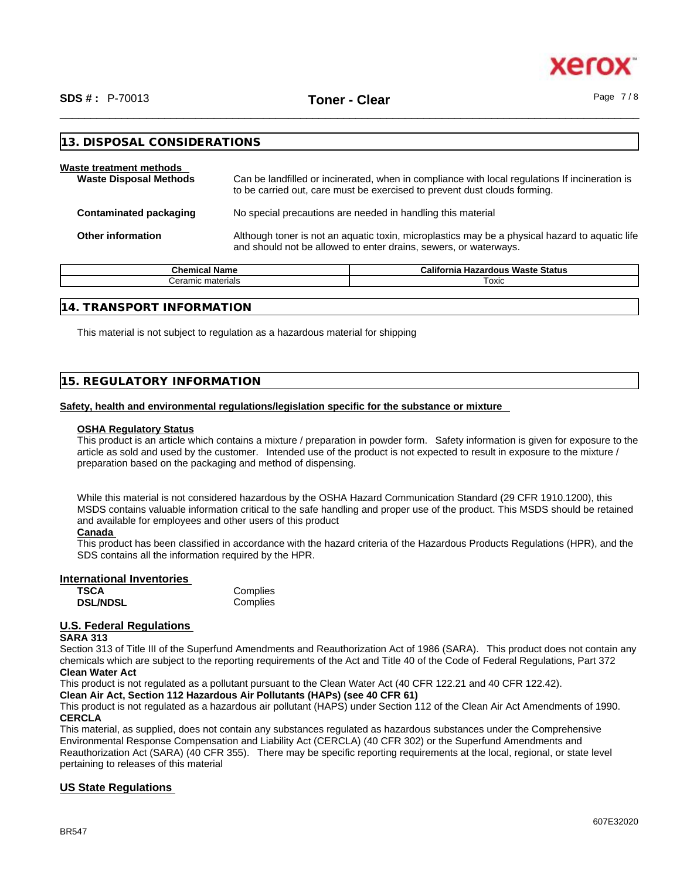## 13. DISPOSAL CONSIDERATIONS

**Waste treatment methods**

**Waste Disposal Methods** Can be landfilled or incinerated, when in compliance with local regulations If incineration is to be carried out, care must be exercised to prevent dust clouds forming.

**Contaminated packaging** No special precautions are needed in handling this material

**Other information** Although toner is not an aquatic toxin, microplastics may be a physical hazard to aquatic life and should not be allowed to enter drains, sewers, or waterways.

| Chemical Name | California Hazardous Waste Status |
|---|---|
| Ceramic materials | Toxic |

## 14. TRANSPORT INFORMATION

This material is not subject to regulation as a hazardous material for shipping

## 15. REGULATORY INFORMATION

**Safety, health and environmental regulations/legislation specific for the substance or mixture**

**OSHA Regulatory Status**

This product is an article which contains a mixture / preparation in powder form. Safety information is given for exposure to the article as sold and used by the customer. Intended use of the product is not expected to result in exposure to the mixture / preparation based on the packaging and method of dispensing.

While this material is not considered hazardous by the OSHA Hazard Communication Standard (29 CFR 1910.1200), this MSDS contains valuable information critical to the safe handling and proper use of the product. This MSDS should be retained and available for employees and other users of this product

**Canada**

This product has been classified in accordance with the hazard criteria of the Hazardous Products Regulations (HPR), and the SDS contains all the information required by the HPR.

**International Inventories**

**TSCA** Complies
**DSL/NDSL** Complies

**U.S. Federal Regulations**

**SARA 313**

Section 313 of Title III of the Superfund Amendments and Reauthorization Act of 1986 (SARA). This product does not contain any chemicals which are subject to the reporting requirements of the Act and Title 40 of the Code of Federal Regulations, Part 372

**Clean Water Act**

This product is not regulated as a pollutant pursuant to the Clean Water Act (40 CFR 122.21 and 40 CFR 122.42).

**Clean Air Act, Section 112 Hazardous Air Pollutants (HAPs) (see 40 CFR 61)**

This product is not regulated as a hazardous air pollutant (HAPS) under Section 112 of the Clean Air Act Amendments of 1990.

**CERCLA**

This material, as supplied, does not contain any substances regulated as hazardous substances under the Comprehensive Environmental Response Compensation and Liability Act (CERCLA) (40 CFR 302) or the Superfund Amendments and Reauthorization Act (SARA) (40 CFR 355). There may be specific reporting requirements at the local, regional, or state level pertaining to releases of this material

**US State Regulations**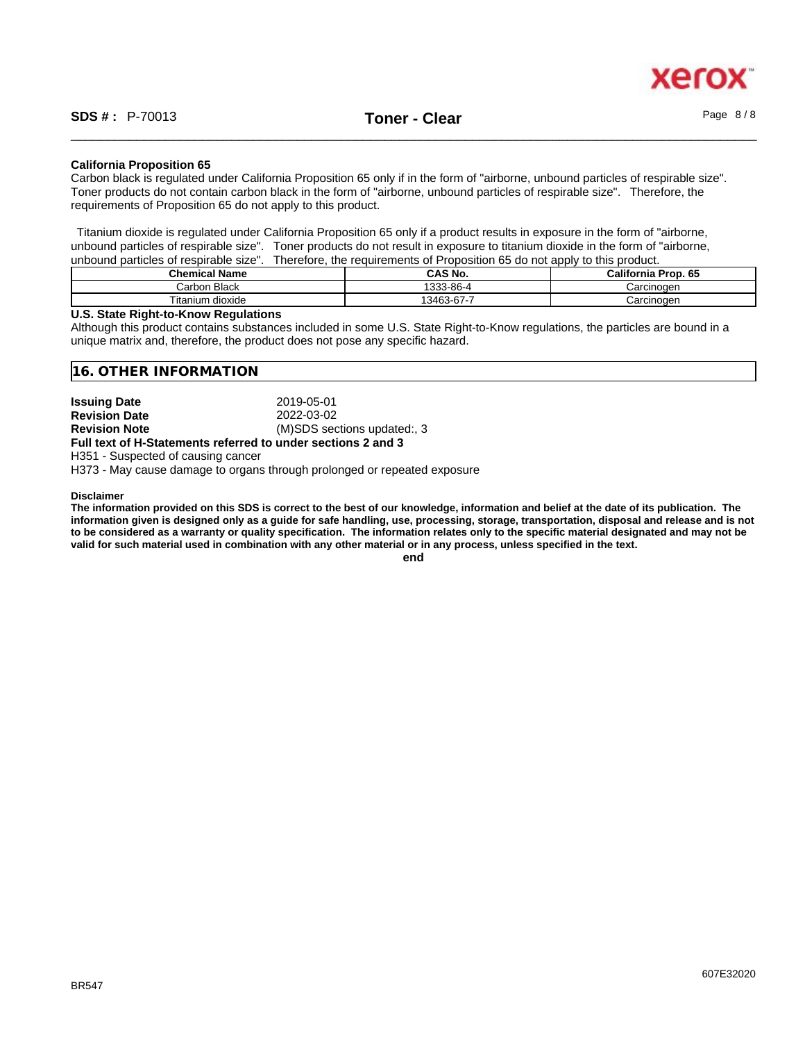**California Proposition 65**

Carbon black is regulated under California Proposition 65 only if in the form of "airborne, unbound particles of respirable size". Toner products do not contain carbon black in the form of "airborne, unbound particles of respirable size". Therefore, the requirements of Proposition 65 do not apply to this product.

Titanium dioxide is regulated under California Proposition 65 only if a product results in exposure in the form of "airborne, unbound particles of respirable size". Toner products do not result in exposure to titanium dioxide in the form of "airborne, unbound particles of respirable size". Therefore, the requirements of Proposition 65 do not apply to this product.

| Chemical Name | CAS No. | California Prop. 65 |
|---|---|---|
| Carbon Black | 1333-86-4 | Carcinogen |
| Titanium dioxide | 13463-67-7 | Carcinogen |

**U.S. State Right-to-Know Regulations**

Although this product contains substances included in some U.S. State Right-to-Know regulations, the particles are bound in a unique matrix and, therefore, the product does not pose any specific hazard.

## 16. OTHER INFORMATION

**Issuing Date** 2019-05-01
**Revision Date** 2022-03-02
**Revision Note** (M)SDS sections updated:, 3

**Full text of H-Statements referred to under sections 2 and 3**

H351 - Suspected of causing cancer

H373 - May cause damage to organs through prolonged or repeated exposure

**Disclaimer**

**The information provided on this SDS is correct to the best of our knowledge, information and belief at the date of its publication. The information given is designed only as a guide for safe handling, use, processing, storage, transportation, disposal and release and is not to be considered as a warranty or quality specification. The information relates only to the specific material designated and may not be valid for such material used in combination with any other material or in any process, unless specified in the text.**

**end**

BR547

607E32020